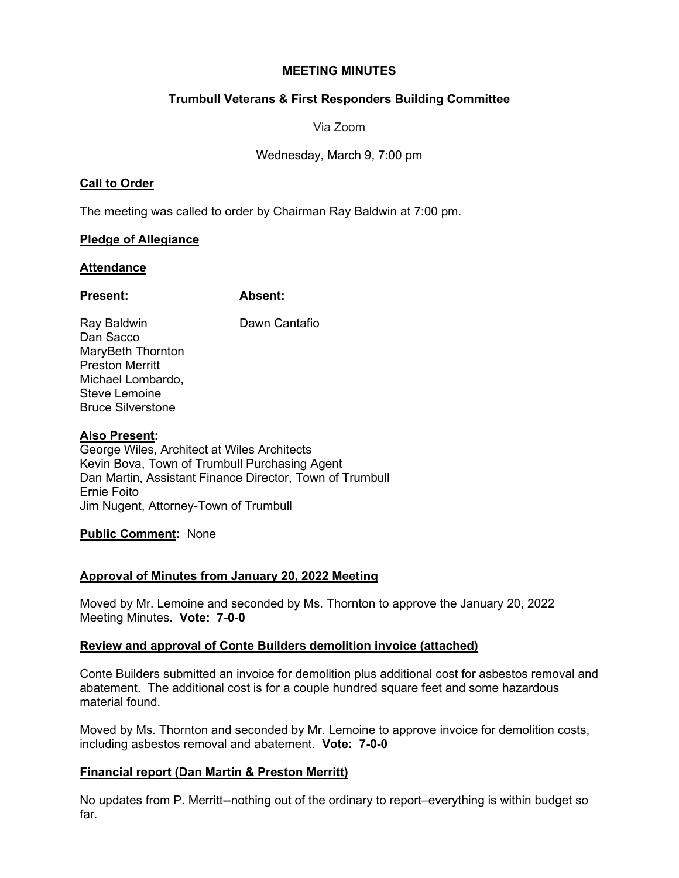**MEETING MINUTES**

**Trumbull Veterans & First Responders Building Committee**

Via Zoom

Wednesday, March 9, 7:00 pm

**Call to Order**

The meeting was called to order by Chairman Ray Baldwin at 7:00 pm.

**Pledge of Allegiance**

**Attendance**

| **Present:** | **Absent:** |
|---|---|
| Ray Baldwin | Dawn Cantafio |
| Dan Sacco | |
| MaryBeth Thornton | |
| Preston Merritt | |
| Michael Lombardo, | |
| Steve Lemoine | |
| Bruce Silverstone | |

**Also Present:**
George Wiles, Architect at Wiles Architects
Kevin Bova, Town of Trumbull Purchasing Agent
Dan Martin, Assistant Finance Director, Town of Trumbull
Ernie Foito
Jim Nugent, Attorney-Town of Trumbull

**Public Comment:** None

**Approval of Minutes from January 20, 2022 Meeting**

Moved by Mr. Lemoine and seconded by Ms. Thornton to approve the January 20, 2022 Meeting Minutes. **Vote: 7-0-0**

**Review and approval of Conte Builders demolition invoice (attached)**

Conte Builders submitted an invoice for demolition plus additional cost for asbestos removal and abatement. The additional cost is for a couple hundred square feet and some hazardous material found.

Moved by Ms. Thornton and seconded by Mr. Lemoine to approve invoice for demolition costs, including asbestos removal and abatement. **Vote: 7-0-0**

**Financial report (Dan Martin & Preston Merritt)**

No updates from P. Merritt--nothing out of the ordinary to report–everything is within budget so far.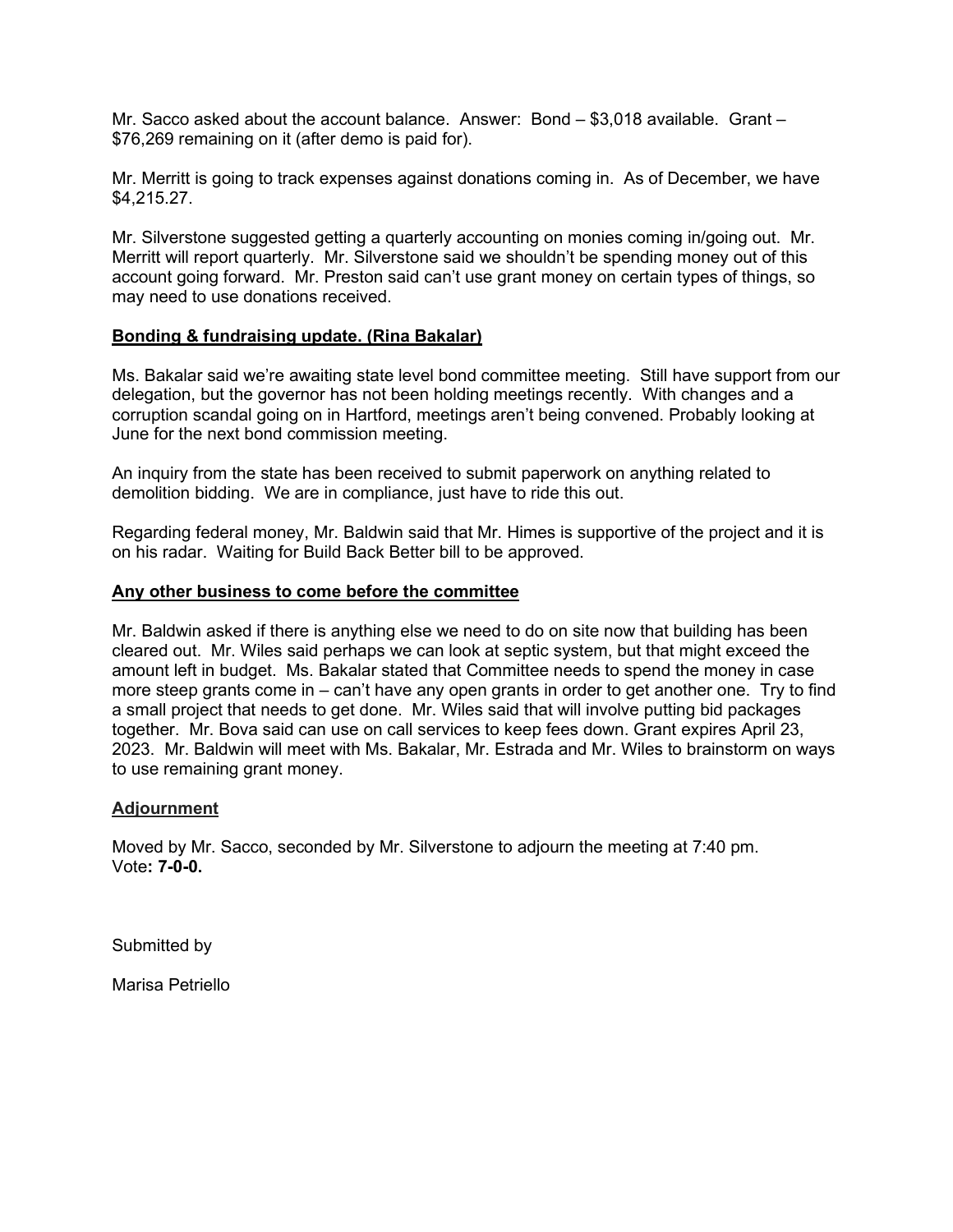Mr. Sacco asked about the account balance. Answer: Bond – $3,018 available. Grant – $76,269 remaining on it (after demo is paid for).

Mr. Merritt is going to track expenses against donations coming in. As of December, we have $4,215.27.

Mr. Silverstone suggested getting a quarterly accounting on monies coming in/going out. Mr. Merritt will report quarterly. Mr. Silverstone said we shouldn't be spending money out of this account going forward. Mr. Preston said can't use grant money on certain types of things, so may need to use donations received.

**Bonding & fundraising update. (Rina Bakalar)**

Ms. Bakalar said we're awaiting state level bond committee meeting. Still have support from our delegation, but the governor has not been holding meetings recently. With changes and a corruption scandal going on in Hartford, meetings aren't being convened. Probably looking at June for the next bond commission meeting.

An inquiry from the state has been received to submit paperwork on anything related to demolition bidding. We are in compliance, just have to ride this out.

Regarding federal money, Mr. Baldwin said that Mr. Himes is supportive of the project and it is on his radar. Waiting for Build Back Better bill to be approved.

**Any other business to come before the committee**

Mr. Baldwin asked if there is anything else we need to do on site now that building has been cleared out. Mr. Wiles said perhaps we can look at septic system, but that might exceed the amount left in budget. Ms. Bakalar stated that Committee needs to spend the money in case more steep grants come in – can't have any open grants in order to get another one. Try to find a small project that needs to get done. Mr. Wiles said that will involve putting bid packages together. Mr. Bova said can use on call services to keep fees down. Grant expires April 23, 2023. Mr. Baldwin will meet with Ms. Bakalar, Mr. Estrada and Mr. Wiles to brainstorm on ways to use remaining grant money.

**Adjournment**

Moved by Mr. Sacco, seconded by Mr. Silverstone to adjourn the meeting at 7:40 pm.
Vote**: 7-0-0.**

Submitted by

Marisa Petriello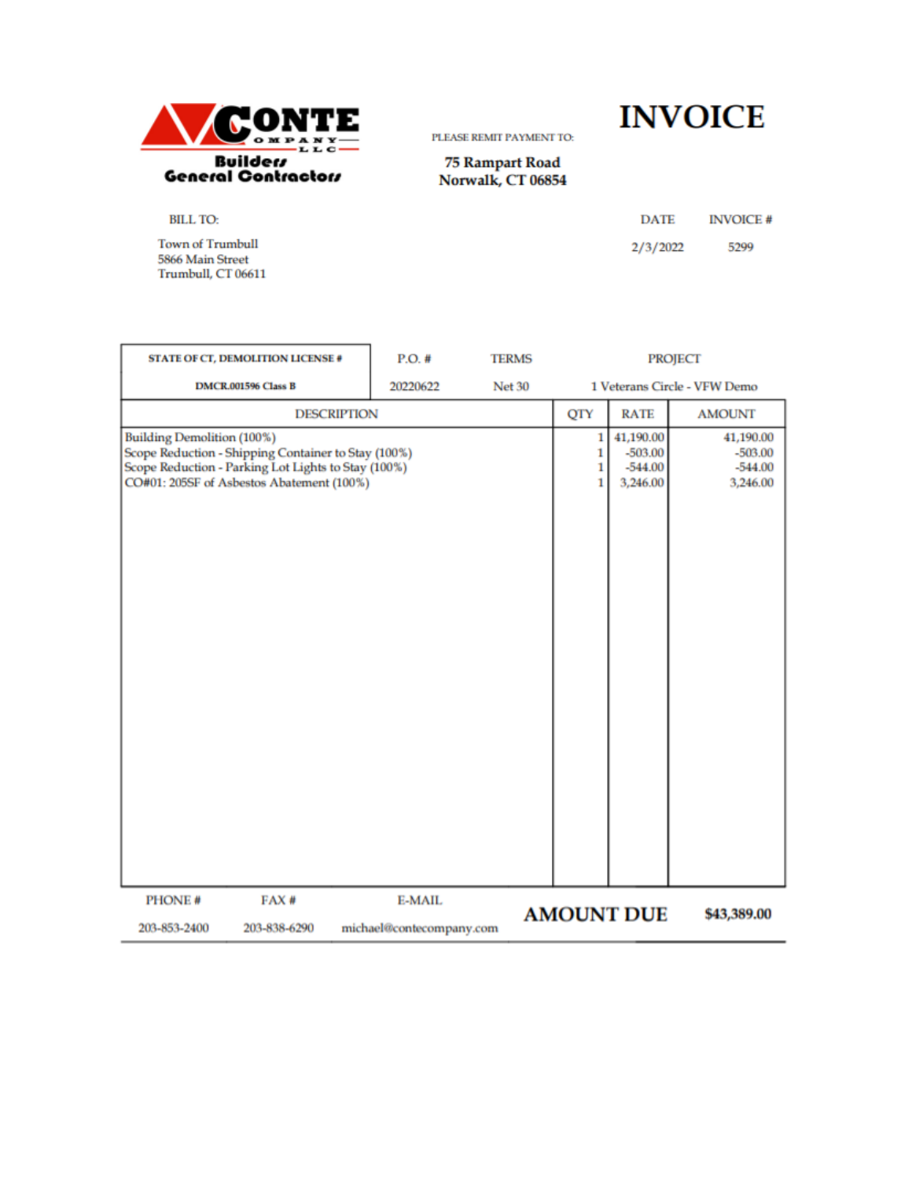**CONTE COMPANY LLC**
**Builders General Contractors**

PLEASE REMIT PAYMENT TO:

**75 Rampart Road**
**Norwalk, CT 06854**

# INVOICE

BILL TO:

Town of Trumbull
5866 Main Street
Trumbull, CT 06611

| DATE | INVOICE # |
|---|---|
| 2/3/2022 | 5299 |

| STATE OF CT, DEMOLITION LICENSE # | P.O. # | TERMS | PROJECT |
|---|---|---|---|
| DMCR.001596 Class B | 20220622 | Net 30 | 1 Veterans Circle - VFW Demo |

| DESCRIPTION | QTY | RATE | AMOUNT |
|---|---|---|---|
| Building Demolition (100%) | 1 | 41,190.00 | 41,190.00 |
| Scope Reduction - Shipping Container to Stay (100%) | 1 | -503.00 | -503.00 |
| Scope Reduction - Parking Lot Lights to Stay (100%) | 1 | -544.00 | -544.00 |
| CO#01: 205SF of Asbestos Abatement (100%) | 1 | 3,246.00 | 3,246.00 |

| PHONE # | FAX # | E-MAIL |
|---|---|---|
| 203-853-2400 | 203-838-6290 | michael@contecompany.com |

**AMOUNT DUE** **$43,389.00**